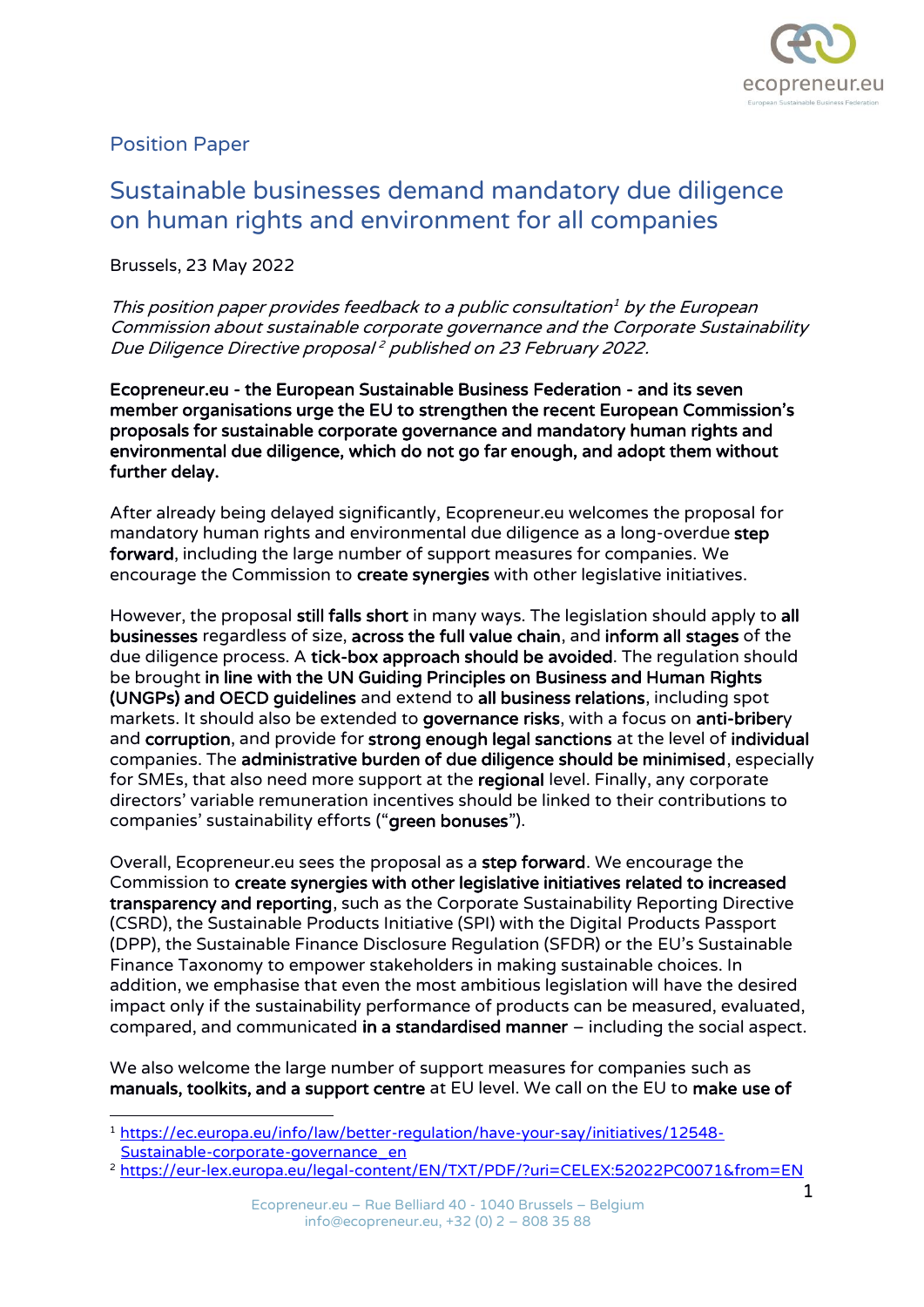Position Paper

# Sustainable businesses demand mandatory due diligence on human rights and environment for all companies

Brussels, 23 May 2022

*This position paper provides feedback to a public consultation[1] by the European Commission about sustainable corporate governance and the Corporate Sustainability Due Diligence Directive proposal[2] published on 23 February 2022.*

**Ecopreneur.eu - the European Sustainable Business Federation - and its seven member organisations urge the EU to strengthen the recent European Commission's proposals for sustainable corporate governance and mandatory human rights and environmental due diligence, which do not go far enough, and adopt them without further delay.**

After already being delayed significantly, Ecopreneur.eu welcomes the proposal for mandatory human rights and environmental due diligence as a long-overdue **step forward**, including the large number of support measures for companies. We encourage the Commission to **create synergies** with other legislative initiatives.

However, the proposal **still falls short** in many ways. The legislation should apply to **all businesses** regardless of size, **across the full value chain**, and **inform all stages** of the due diligence process. A **tick-box approach should be avoided**. The regulation should be brought **in line with the UN Guiding Principles on Business and Human Rights (UNGPs) and OECD guidelines** and extend to **all business relations**, including spot markets. It should also be extended to **governance risks**, with a focus on **anti-bribery** and **corruption**, and provide for **strong enough legal sanctions** at the level of **individual** companies. The **administrative burden of due diligence should be minimised**, especially for SMEs, that also need more support at the **regional** level. Finally, any corporate directors' variable remuneration incentives should be linked to their contributions to companies' sustainability efforts ("**green bonuses**").

Overall, Ecopreneur.eu sees the proposal as a **step forward**. We encourage the Commission to **create synergies with other legislative initiatives related to increased transparency and reporting**, such as the Corporate Sustainability Reporting Directive (CSRD), the Sustainable Products Initiative (SPI) with the Digital Products Passport (DPP), the Sustainable Finance Disclosure Regulation (SFDR) or the EU's Sustainable Finance Taxonomy to empower stakeholders in making sustainable choices. In addition, we emphasise that even the most ambitious legislation will have the desired impact only if the sustainability performance of products can be measured, evaluated, compared, and communicated **in a standardised manner** – including the social aspect.

We also welcome the large number of support measures for companies such as **manuals, toolkits, and a support centre** at EU level. We call on the EU to **make use of**

---

[1] https://ec.europa.eu/info/law/better-regulation/have-your-say/initiatives/12548-Sustainable-corporate-governance_en

[2] https://eur-lex.europa.eu/legal-content/EN/TXT/PDF/?uri=CELEX:52022PC0071&from=EN

Ecopreneur.eu – Rue Belliard 40 - 1040 Brussels – Belgium
info@ecopreneur.eu, +32 (0) 2 – 808 35 88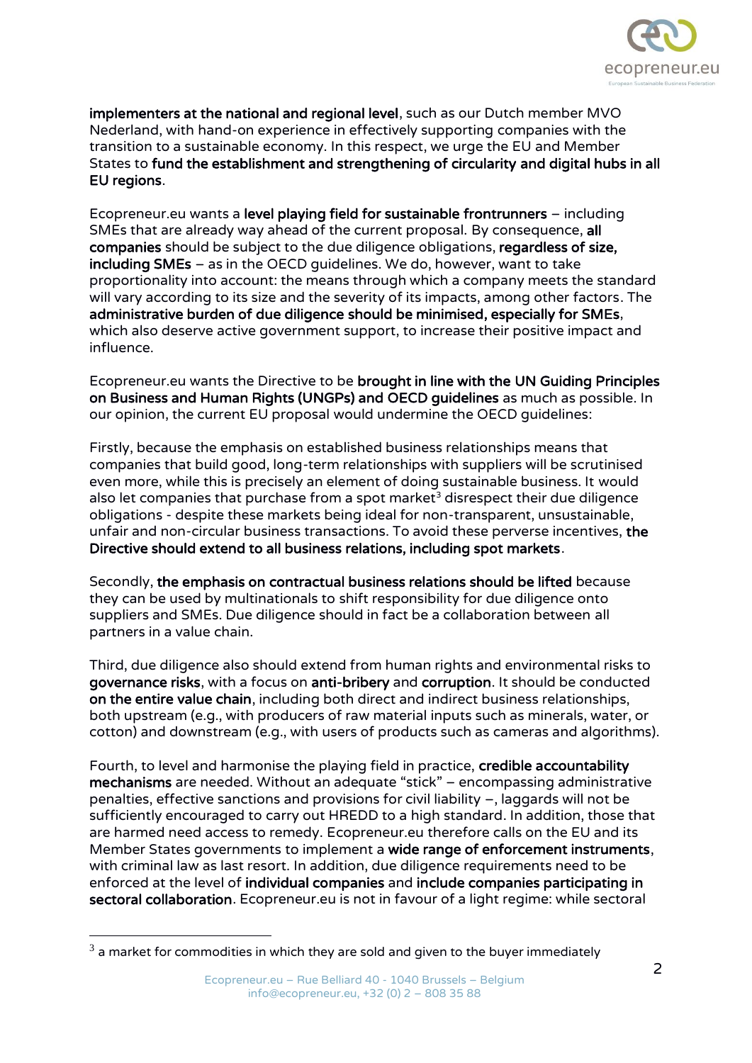**implementers at the national and regional level**, such as our Dutch member MVO Nederland, with hand-on experience in effectively supporting companies with the transition to a sustainable economy. In this respect, we urge the EU and Member States to **fund the establishment and strengthening of circularity and digital hubs in all EU regions**.

Ecopreneur.eu wants a **level playing field for sustainable frontrunners** – including SMEs that are already way ahead of the current proposal. By consequence, **all companies** should be subject to the due diligence obligations, **regardless of size, including SMEs** – as in the OECD guidelines. We do, however, want to take proportionality into account: the means through which a company meets the standard will vary according to its size and the severity of its impacts, among other factors. The **administrative burden of due diligence should be minimised, especially for SMEs**, which also deserve active government support, to increase their positive impact and influence.

Ecopreneur.eu wants the Directive to be **brought in line with the UN Guiding Principles on Business and Human Rights (UNGPs) and OECD guidelines** as much as possible. In our opinion, the current EU proposal would undermine the OECD guidelines:

Firstly, because the emphasis on established business relationships means that companies that build good, long-term relationships with suppliers will be scrutinised even more, while this is precisely an element of doing sustainable business. It would also let companies that purchase from a spot market[3] disrespect their due diligence obligations - despite these markets being ideal for non-transparent, unsustainable, unfair and non-circular business transactions. To avoid these perverse incentives, **the Directive should extend to all business relations, including spot markets**.

Secondly, **the emphasis on contractual business relations should be lifted** because they can be used by multinationals to shift responsibility for due diligence onto suppliers and SMEs. Due diligence should in fact be a collaboration between all partners in a value chain.

Third, due diligence also should extend from human rights and environmental risks to **governance risks**, with a focus on **anti-bribery** and **corruption**. It should be conducted **on the entire value chain**, including both direct and indirect business relationships, both upstream (e.g., with producers of raw material inputs such as minerals, water, or cotton) and downstream (e.g., with users of products such as cameras and algorithms).

Fourth, to level and harmonise the playing field in practice, **credible accountability mechanisms** are needed. Without an adequate "stick" – encompassing administrative penalties, effective sanctions and provisions for civil liability –, laggards will not be sufficiently encouraged to carry out HREDD to a high standard. In addition, those that are harmed need access to remedy. Ecopreneur.eu therefore calls on the EU and its Member States governments to implement a **wide range of enforcement instruments**, with criminal law as last resort. In addition, due diligence requirements need to be enforced at the level of **individual companies** and **include companies participating in sectoral collaboration**. Ecopreneur.eu is not in favour of a light regime: while sectoral

---

[3] a market for commodities in which they are sold and given to the buyer immediately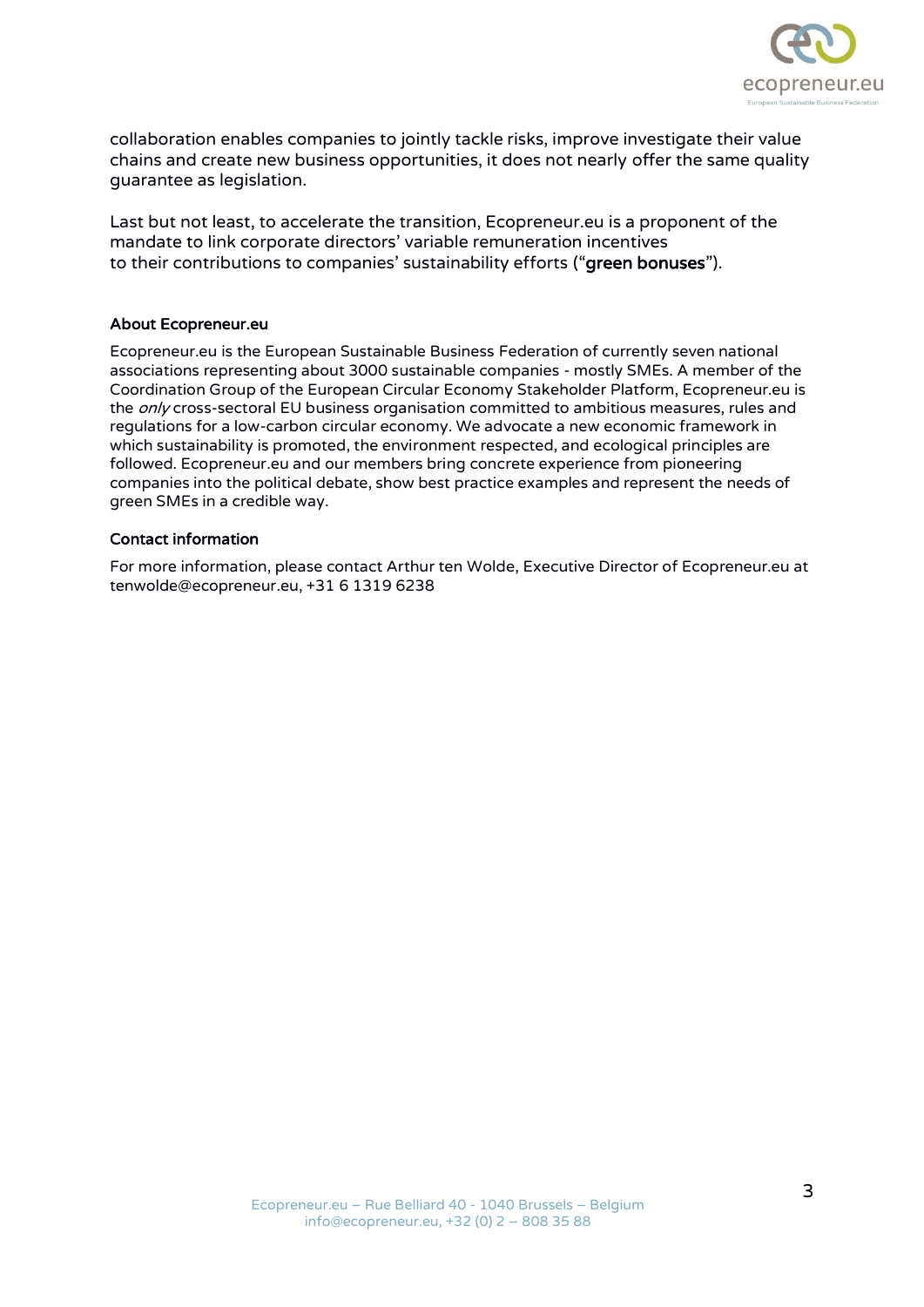collaboration enables companies to jointly tackle risks, improve investigate their value chains and create new business opportunities, it does not nearly offer the same quality guarantee as legislation.

Last but not least, to accelerate the transition, Ecopreneur.eu is a proponent of the mandate to link corporate directors' variable remuneration incentives to their contributions to companies' sustainability efforts ("**green bonuses**").

### About Ecopreneur.eu

Ecopreneur.eu is the European Sustainable Business Federation of currently seven national associations representing about 3000 sustainable companies - mostly SMEs. A member of the Coordination Group of the European Circular Economy Stakeholder Platform, Ecopreneur.eu is the *only* cross-sectoral EU business organisation committed to ambitious measures, rules and regulations for a low-carbon circular economy. We advocate a new economic framework in which sustainability is promoted, the environment respected, and ecological principles are followed. Ecopreneur.eu and our members bring concrete experience from pioneering companies into the political debate, show best practice examples and represent the needs of green SMEs in a credible way.

### Contact information

For more information, please contact Arthur ten Wolde, Executive Director of Ecopreneur.eu at tenwolde@ecopreneur.eu, +31 6 1319 6238